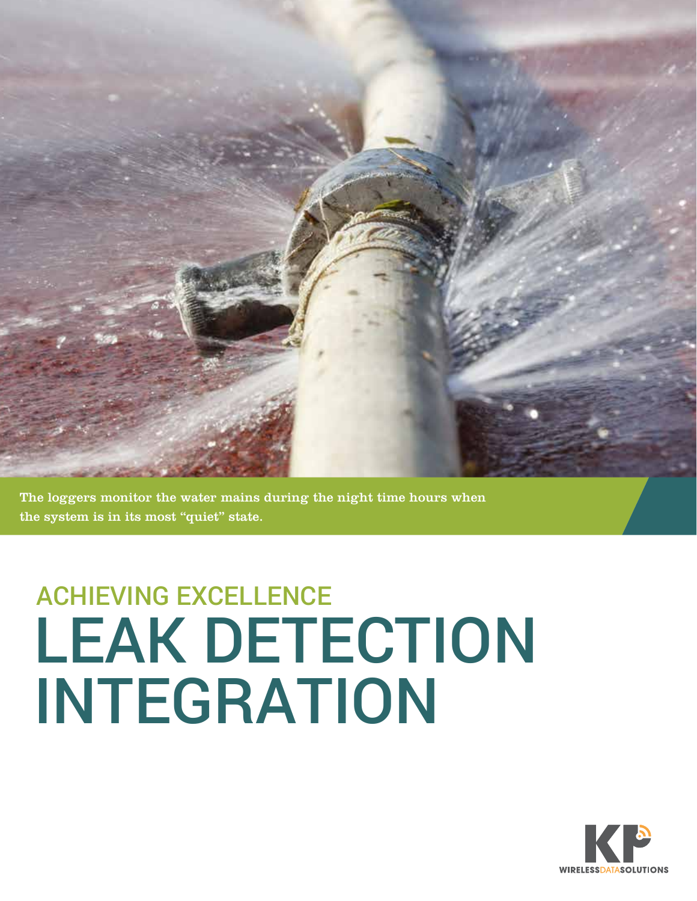The loggers monitor the water mains during the night time hours when the system is in its most “quiet” state.

## ACHIEVING EXCELLENCE

# LEAK DETECTION INTEGRATION

KP WIRELESSDATASOLUTIONS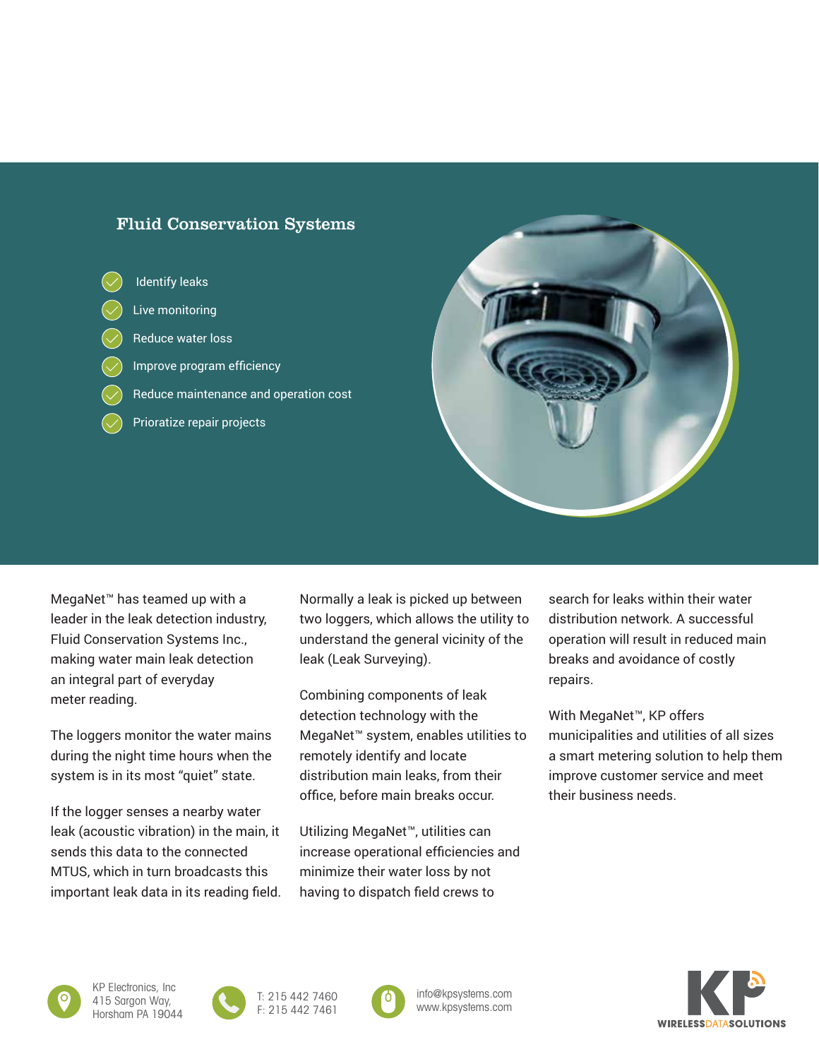## Fluid Conservation Systems

- Identify leaks
- Live monitoring
- Reduce water loss
- Improve program efficiency
- Reduce maintenance and operation cost
- Prioratize repair projects

MegaNet™ has teamed up with a leader in the leak detection industry, Fluid Conservation Systems Inc., making water main leak detection an integral part of everyday meter reading.

The loggers monitor the water mains during the night time hours when the system is in its most "quiet" state.

If the logger senses a nearby water leak (acoustic vibration) in the main, it sends this data to the connected MTUS, which in turn broadcasts this important leak data in its reading field.

Normally a leak is picked up between two loggers, which allows the utility to understand the general vicinity of the leak (Leak Surveying).

Combining components of leak detection technology with the MegaNet™ system, enables utilities to remotely identify and locate distribution main leaks, from their office, before main breaks occur.

Utilizing MegaNet™, utilities can increase operational efficiencies and minimize their water loss by not having to dispatch field crews to search for leaks within their water distribution network. A successful operation will result in reduced main breaks and avoidance of costly repairs.

With MegaNet™, KP offers municipalities and utilities of all sizes a smart metering solution to help them improve customer service and meet their business needs.

KP Electronics, Inc
415 Sargon Way,
Horsham PA 19044

T: 215 442 7460
F: 215 442 7461

info@kpsystems.com
www.kpsystems.com

KP WIRELESSDATASOLUTIONS